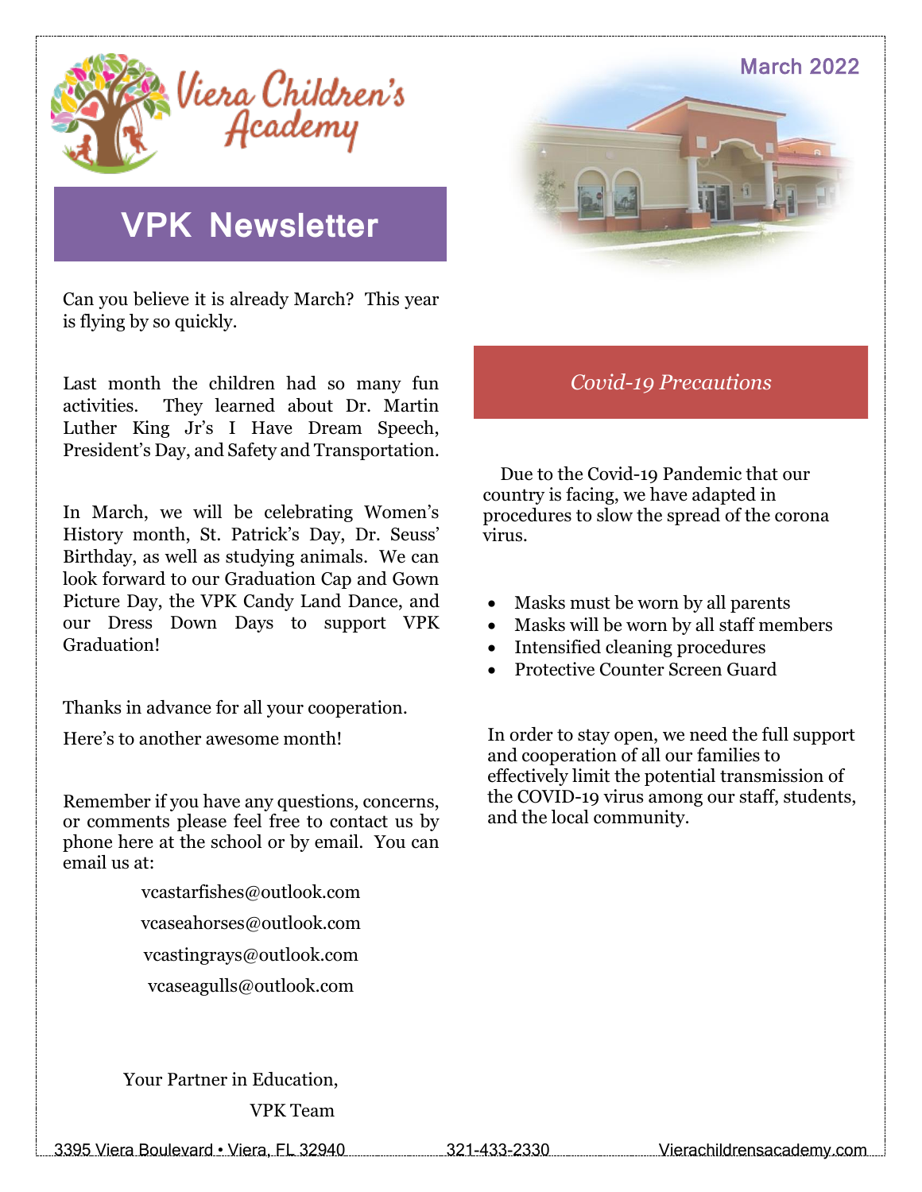Viera Children's Academy

March 2022

# VPK Newsletter

Can you believe it is already March? This year is flying by so quickly.

Last month the children had so many fun activities. They learned about Dr. Martin Luther King Jr's I Have Dream Speech, President's Day, and Safety and Transportation.

In March, we will be celebrating Women's History month, St. Patrick's Day, Dr. Seuss' Birthday, as well as studying animals. We can look forward to our Graduation Cap and Gown Picture Day, the VPK Candy Land Dance, and our Dress Down Days to support VPK Graduation!

Thanks in advance for all your cooperation.

Here's to another awesome month!

Remember if you have any questions, concerns, or comments please feel free to contact us by phone here at the school or by email. You can email us at:

vcastarfishes@outlook.com

vcaseahorses@outlook.com

vcastingrays@outlook.com

vcaseagulls@outlook.com

Your Partner in Education,

VPK Team

## *Covid-19 Precautions*

Due to the Covid-19 Pandemic that our country is facing, we have adapted in procedures to slow the spread of the corona virus.

- Masks must be worn by all parents
- Masks will be worn by all staff members
- Intensified cleaning procedures
- Protective Counter Screen Guard

In order to stay open, we need the full support and cooperation of all our families to effectively limit the potential transmission of the COVID-19 virus among our staff, students, and the local community.

3395 Viera Boulevard • Viera, FL 32940 | 321-433-2330 | Vierachildrensacademy.com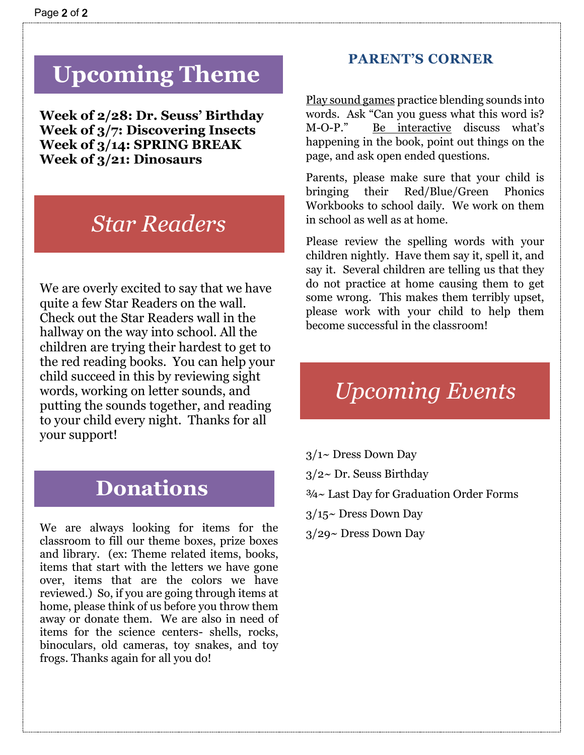## Upcoming Theme

**Week of 2/28: Dr. Seuss' Birthday**
**Week of 3/7: Discovering Insects**
**Week of 3/14: SPRING BREAK**
**Week of 3/21: Dinosaurs**

## *Star Readers*

We are overly excited to say that we have quite a few Star Readers on the wall. Check out the Star Readers wall in the hallway on the way into school. All the children are trying their hardest to get to the red reading books. You can help your child succeed in this by reviewing sight words, working on letter sounds, and putting the sounds together, and reading to your child every night. Thanks for all your support!

## Donations

We are always looking for items for the classroom to fill our theme boxes, prize boxes and library. (ex: Theme related items, books, items that start with the letters we have gone over, items that are the colors we have reviewed.) So, if you are going through items at home, please think of us before you throw them away or donate them. We are also in need of items for the science centers- shells, rocks, binoculars, old cameras, toy snakes, and toy frogs. Thanks again for all you do!

### PARENT'S CORNER

Play sound games practice blending sounds into words. Ask "Can you guess what this word is? M-O-P." Be interactive discuss what's happening in the book, point out things on the page, and ask open ended questions.

Parents, please make sure that your child is bringing their Red/Blue/Green Phonics Workbooks to school daily. We work on them in school as well as at home.

Please review the spelling words with your children nightly. Have them say it, spell it, and say it. Several children are telling us that they do not practice at home causing them to get some wrong. This makes them terribly upset, please work with your child to help them become successful in the classroom!

## *Upcoming Events*

3/1~ Dress Down Day

3/2~ Dr. Seuss Birthday

¾~ Last Day for Graduation Order Forms

3/15~ Dress Down Day

3/29~ Dress Down Day